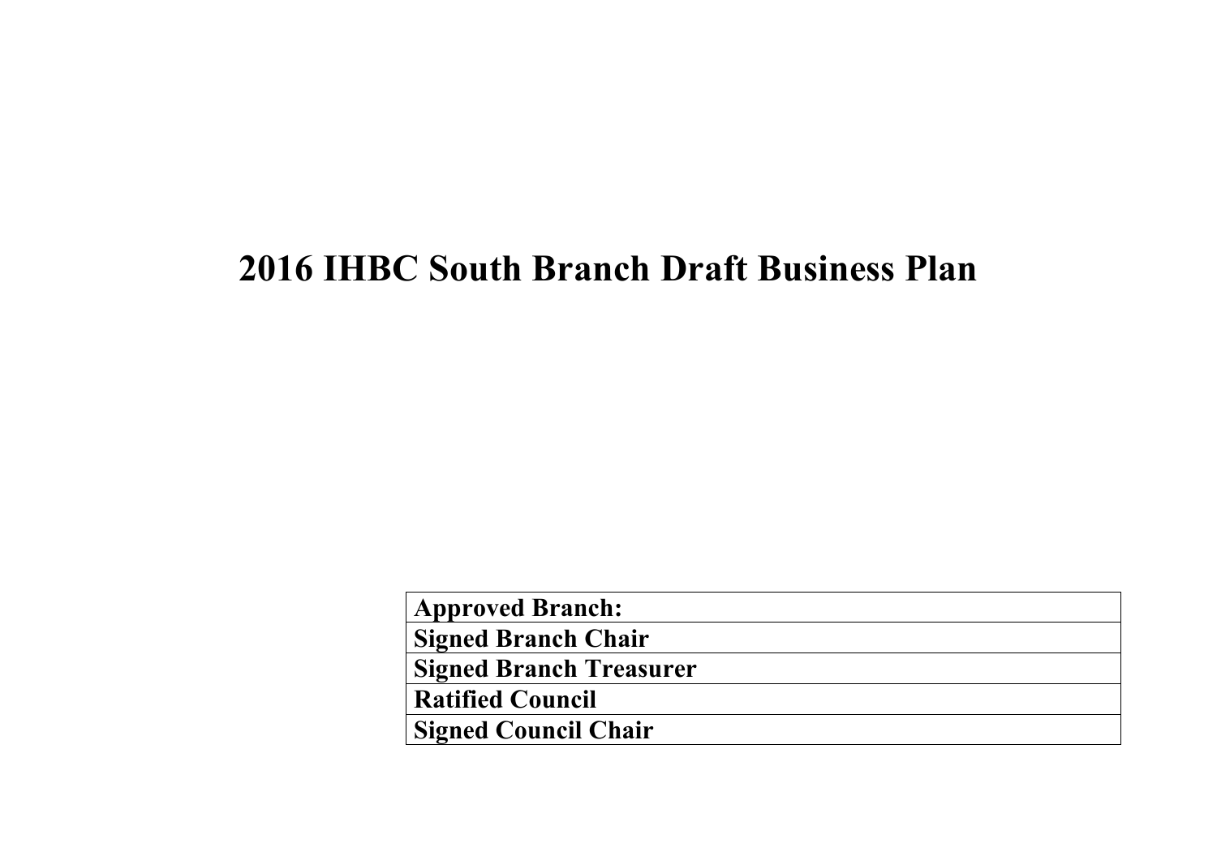# 2016 IHBC South Branch Draft Business Plan

| **Approved Branch:** |
|---|
| **Signed Branch Chair** |
| **Signed Branch Treasurer** |
| **Ratified Council** |
| **Signed Council Chair** |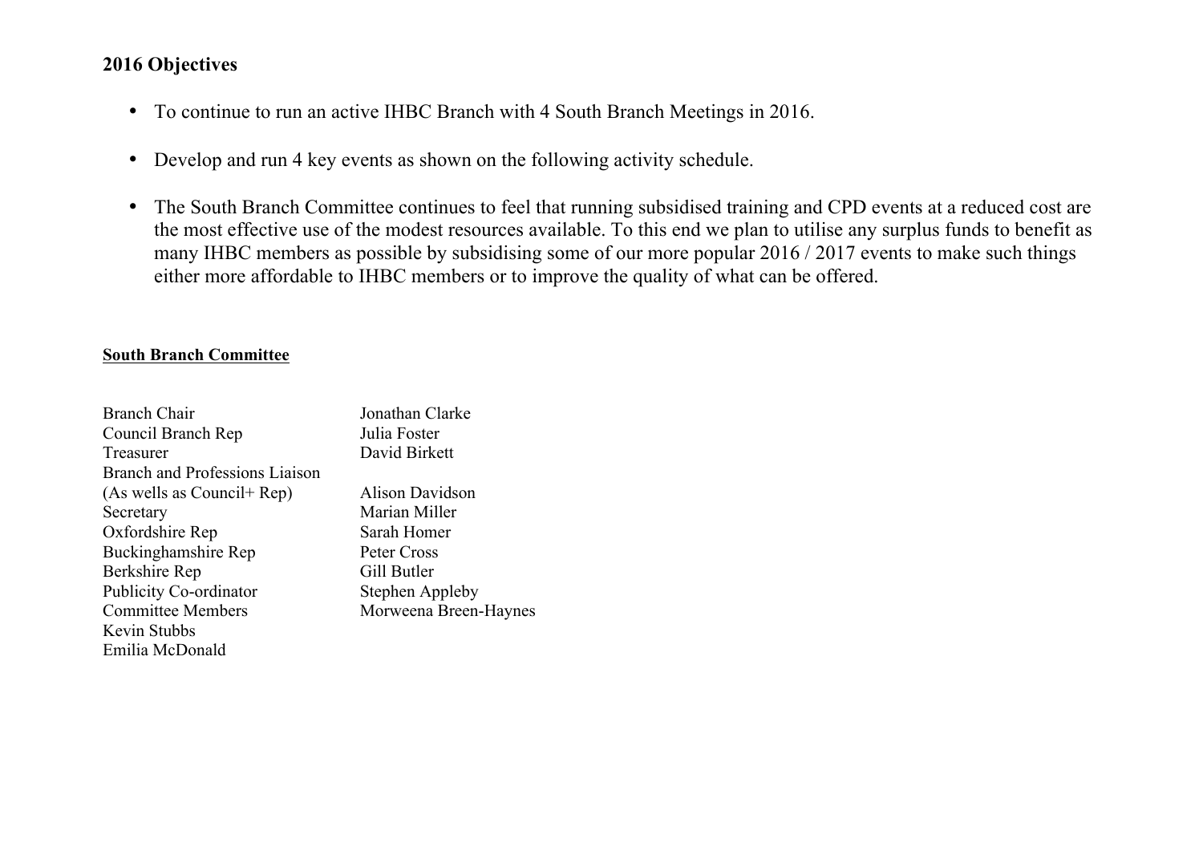**2016 Objectives**

- To continue to run an active IHBC Branch with 4 South Branch Meetings in 2016.
- Develop and run 4 key events as shown on the following activity schedule.
- The South Branch Committee continues to feel that running subsidised training and CPD events at a reduced cost are the most effective use of the modest resources available. To this end we plan to utilise any surplus funds to benefit as many IHBC members as possible by subsidising some of our more popular 2016 / 2017 events to make such things either more affordable to IHBC members or to improve the quality of what can be offered.

**<u>South Branch Committee</u>**

| | |
|---|---|
| Branch Chair | Jonathan Clarke |
| Council Branch Rep | Julia Foster |
| Treasurer | David Birkett |
| Branch and Professions Liaison (As wells as Council+ Rep) | Alison Davidson |
| Secretary | Marian Miller |
| Oxfordshire Rep | Sarah Homer |
| Buckinghamshire Rep | Peter Cross |
| Berkshire Rep | Gill Butler |
| Publicity Co-ordinator | Stephen Appleby |
| Committee Members | Morweena Breen-Haynes |
| Kevin Stubbs | |
| Emilia McDonald | |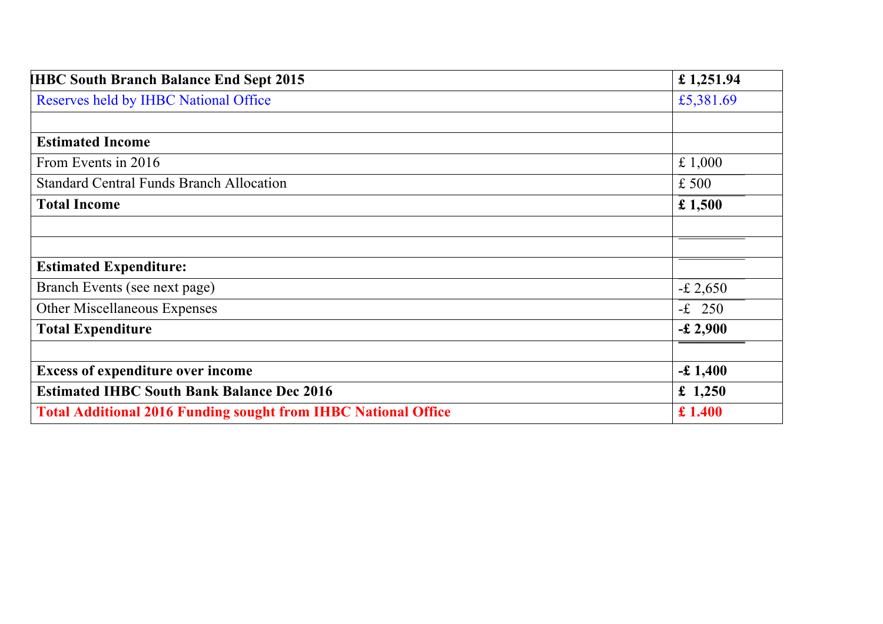| **IHBC South Branch Balance End Sept 2015** | **£ 1,251.94** |
|---|---|
| Reserves held by IHBC National Office | £5,381.69 |
| | |
| **Estimated Income** | |
| From Events in 2016 | £ 1,000 |
| Standard Central Funds Branch Allocation | £ 500 |
| **Total Income** | **£ 1,500** |
| | |
| | |
| **Estimated Expenditure:** | |
| Branch Events (see next page) | -£ 2,650 |
| Other Miscellaneous Expenses | -£ 250 |
| **Total Expenditure** | **-£ 2,900** |
| | |
| **Excess of expenditure over income** | **-£ 1,400** |
| **Estimated IHBC South Bank Balance Dec 2016** | **£ 1,250** |
| **Total Additional 2016 Funding sought from IHBC National Office** | **£ 1.400** |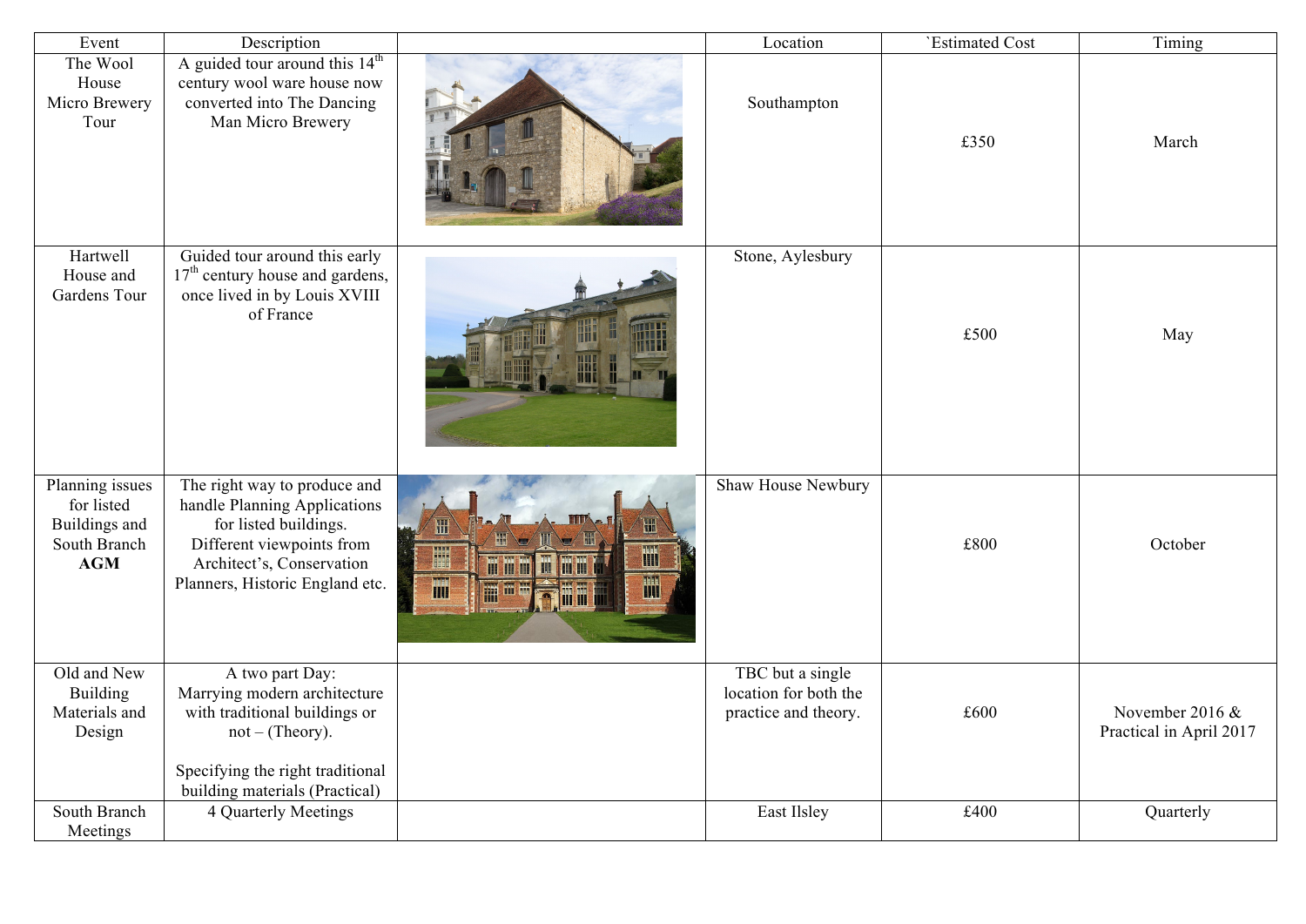| Event | Description | | Location | `Estimated Cost | Timing |
|---|---|---|---|---|---|
| The Wool House Micro Brewery Tour | A guided tour around this 14th century wool ware house now converted into The Dancing Man Micro Brewery | | Southampton | £350 | March |
| Hartwell House and Gardens Tour | Guided tour around this early 17th century house and gardens, once lived in by Louis XVIII of France | | Stone, Aylesbury | £500 | May |
| Planning issues for listed Buildings and South Branch **AGM** | The right way to produce and handle Planning Applications for listed buildings. Different viewpoints from Architect's, Conservation Planners, Historic England etc. | | Shaw House Newbury | £800 | October |
| Old and New Building Materials and Design | A two part Day: Marrying modern architecture with traditional buildings or not – (Theory). Specifying the right traditional building materials (Practical) | | TBC but a single location for both the practice and theory. | £600 | November 2016 & Practical in April 2017 |
| South Branch Meetings | 4 Quarterly Meetings | | East Ilsley | £400 | Quarterly |